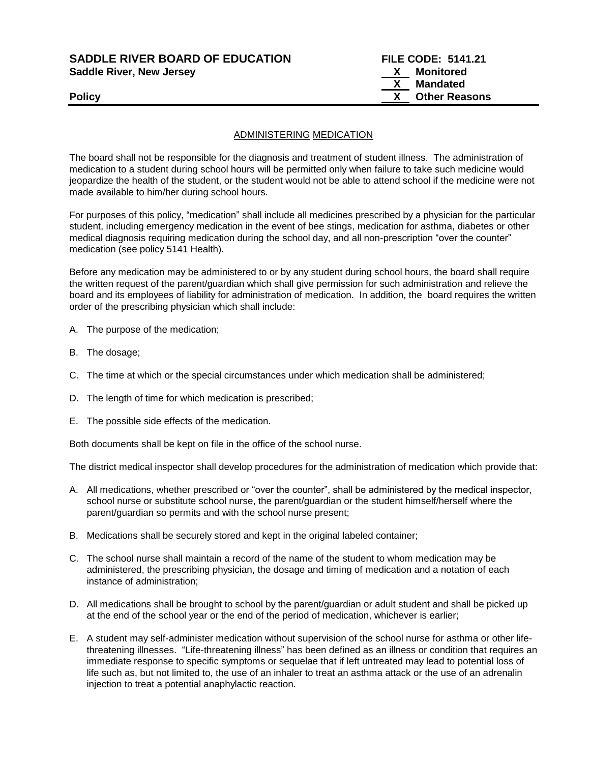**SADDLE RIVER BOARD OF EDUCATION** **FILE CODE: 5141.21**
**Saddle River, New Jersey**

**X Monitored**
**X Mandated**
**X Other Reasons**

**Policy**

## ADMINISTERING MEDICATION

The board shall not be responsible for the diagnosis and treatment of student illness. The administration of medication to a student during school hours will be permitted only when failure to take such medicine would jeopardize the health of the student, or the student would not be able to attend school if the medicine were not made available to him/her during school hours.

For purposes of this policy, "medication" shall include all medicines prescribed by a physician for the particular student, including emergency medication in the event of bee stings, medication for asthma, diabetes or other medical diagnosis requiring medication during the school day, and all non-prescription "over the counter" medication (see policy 5141 Health).

Before any medication may be administered to or by any student during school hours, the board shall require the written request of the parent/guardian which shall give permission for such administration and relieve the board and its employees of liability for administration of medication. In addition, the board requires the written order of the prescribing physician which shall include:

A. The purpose of the medication;

B. The dosage;

C. The time at which or the special circumstances under which medication shall be administered;

D. The length of time for which medication is prescribed;

E. The possible side effects of the medication.

Both documents shall be kept on file in the office of the school nurse.

The district medical inspector shall develop procedures for the administration of medication which provide that:

A. All medications, whether prescribed or "over the counter", shall be administered by the medical inspector, school nurse or substitute school nurse, the parent/guardian or the student himself/herself where the parent/guardian so permits and with the school nurse present;

B. Medications shall be securely stored and kept in the original labeled container;

C. The school nurse shall maintain a record of the name of the student to whom medication may be administered, the prescribing physician, the dosage and timing of medication and a notation of each instance of administration;

D. All medications shall be brought to school by the parent/guardian or adult student and shall be picked up at the end of the school year or the end of the period of medication, whichever is earlier;

E. A student may self-administer medication without supervision of the school nurse for asthma or other life-threatening illnesses. "Life-threatening illness" has been defined as an illness or condition that requires an immediate response to specific symptoms or sequelae that if left untreated may lead to potential loss of life such as, but not limited to, the use of an inhaler to treat an asthma attack or the use of an adrenalin injection to treat a potential anaphylactic reaction.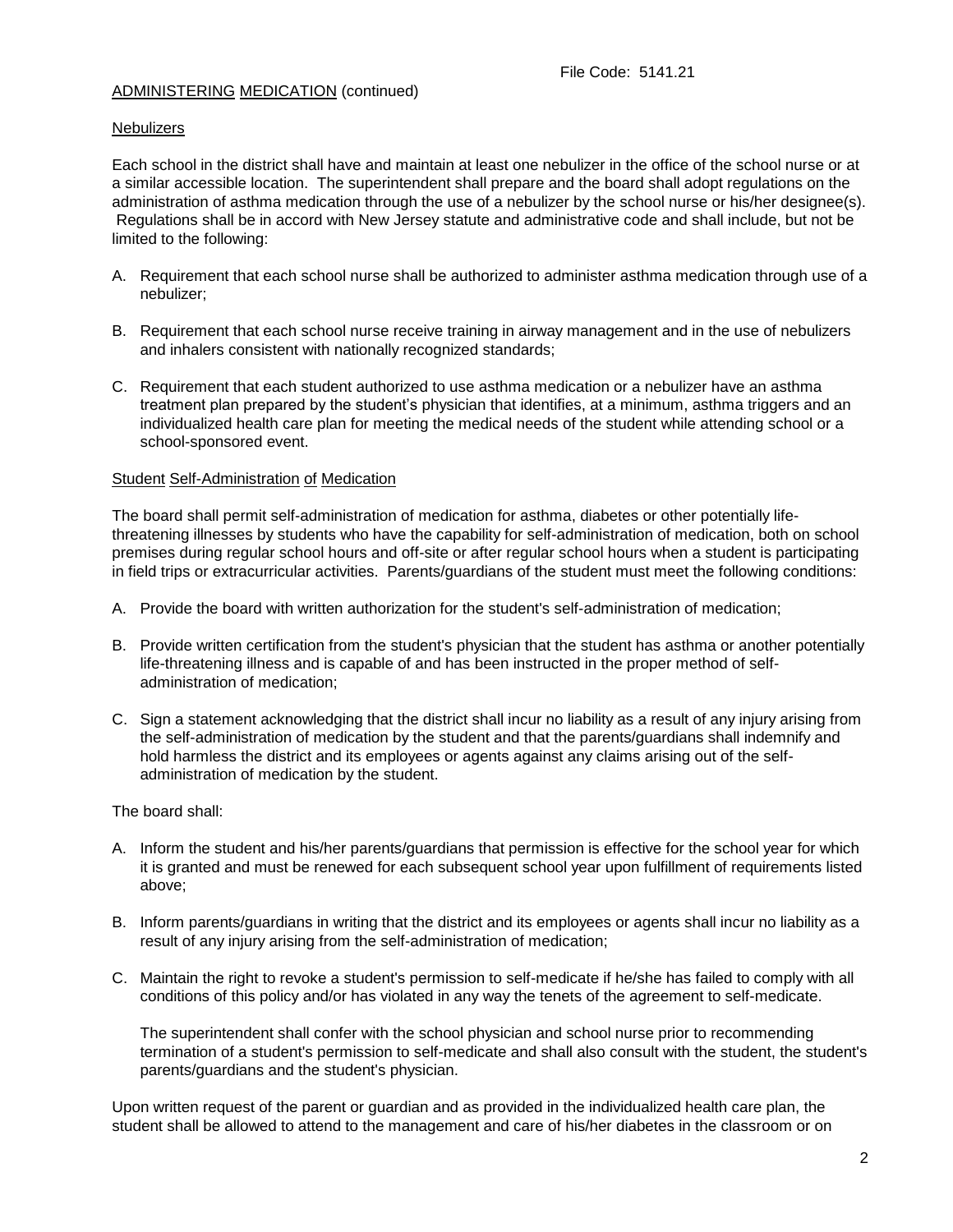ADMINISTERING MEDICATION (continued)

## Nebulizers

Each school in the district shall have and maintain at least one nebulizer in the office of the school nurse or at a similar accessible location. The superintendent shall prepare and the board shall adopt regulations on the administration of asthma medication through the use of a nebulizer by the school nurse or his/her designee(s). Regulations shall be in accord with New Jersey statute and administrative code and shall include, but not be limited to the following:

A. Requirement that each school nurse shall be authorized to administer asthma medication through use of a nebulizer;

B. Requirement that each school nurse receive training in airway management and in the use of nebulizers and inhalers consistent with nationally recognized standards;

C. Requirement that each student authorized to use asthma medication or a nebulizer have an asthma treatment plan prepared by the student's physician that identifies, at a minimum, asthma triggers and an individualized health care plan for meeting the medical needs of the student while attending school or a school-sponsored event.

## Student Self-Administration of Medication

The board shall permit self-administration of medication for asthma, diabetes or other potentially life-threatening illnesses by students who have the capability for self-administration of medication, both on school premises during regular school hours and off-site or after regular school hours when a student is participating in field trips or extracurricular activities. Parents/guardians of the student must meet the following conditions:

A. Provide the board with written authorization for the student's self-administration of medication;

B. Provide written certification from the student's physician that the student has asthma or another potentially life-threatening illness and is capable of and has been instructed in the proper method of self-administration of medication;

C. Sign a statement acknowledging that the district shall incur no liability as a result of any injury arising from the self-administration of medication by the student and that the parents/guardians shall indemnify and hold harmless the district and its employees or agents against any claims arising out of the self-administration of medication by the student.

The board shall:

A. Inform the student and his/her parents/guardians that permission is effective for the school year for which it is granted and must be renewed for each subsequent school year upon fulfillment of requirements listed above;

B. Inform parents/guardians in writing that the district and its employees or agents shall incur no liability as a result of any injury arising from the self-administration of medication;

C. Maintain the right to revoke a student's permission to self-medicate if he/she has failed to comply with all conditions of this policy and/or has violated in any way the tenets of the agreement to self-medicate.

   The superintendent shall confer with the school physician and school nurse prior to recommending termination of a student's permission to self-medicate and shall also consult with the student, the student's parents/guardians and the student's physician.

Upon written request of the parent or guardian and as provided in the individualized health care plan, the student shall be allowed to attend to the management and care of his/her diabetes in the classroom or on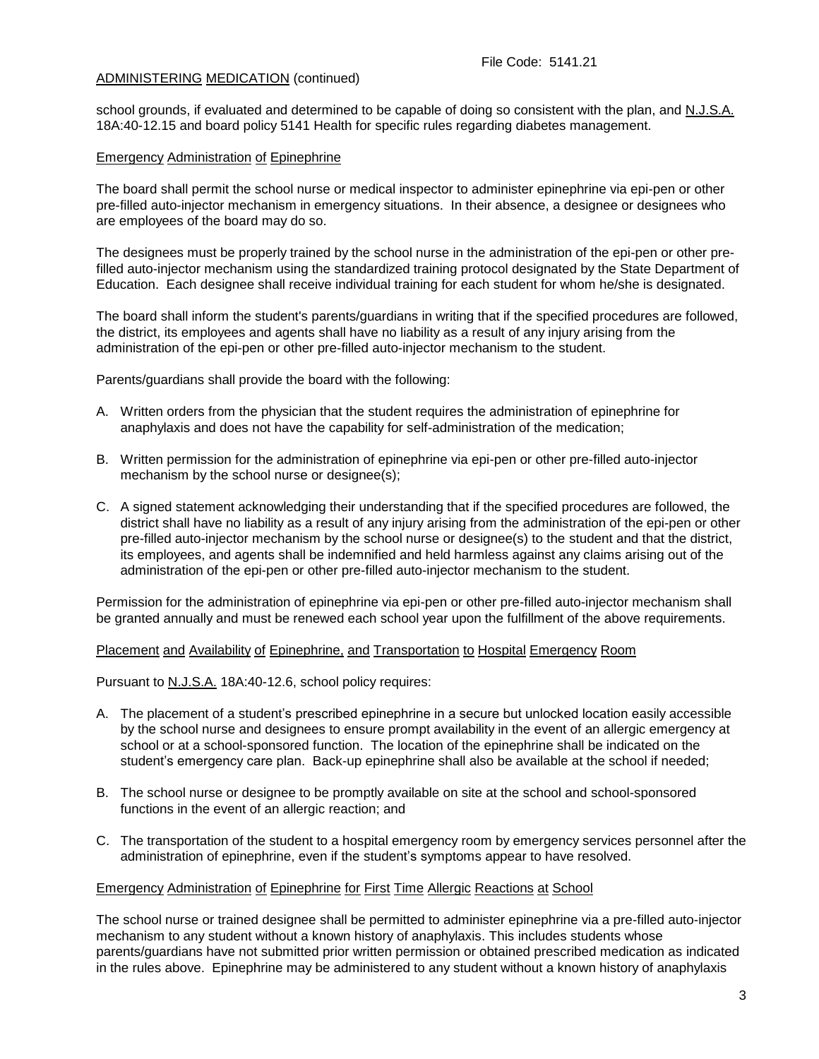school grounds, if evaluated and determined to be capable of doing so consistent with the plan, and N.J.S.A. 18A:40-12.15 and board policy 5141 Health for specific rules regarding diabetes management.

### Emergency Administration of Epinephrine

The board shall permit the school nurse or medical inspector to administer epinephrine via epi-pen or other pre-filled auto-injector mechanism in emergency situations. In their absence, a designee or designees who are employees of the board may do so.

The designees must be properly trained by the school nurse in the administration of the epi-pen or other pre-filled auto-injector mechanism using the standardized training protocol designated by the State Department of Education. Each designee shall receive individual training for each student for whom he/she is designated.

The board shall inform the student's parents/guardians in writing that if the specified procedures are followed, the district, its employees and agents shall have no liability as a result of any injury arising from the administration of the epi-pen or other pre-filled auto-injector mechanism to the student.

Parents/guardians shall provide the board with the following:

A. Written orders from the physician that the student requires the administration of epinephrine for anaphylaxis and does not have the capability for self-administration of the medication;

B. Written permission for the administration of epinephrine via epi-pen or other pre-filled auto-injector mechanism by the school nurse or designee(s);

C. A signed statement acknowledging their understanding that if the specified procedures are followed, the district shall have no liability as a result of any injury arising from the administration of the epi-pen or other pre-filled auto-injector mechanism by the school nurse or designee(s) to the student and that the district, its employees, and agents shall be indemnified and held harmless against any claims arising out of the administration of the epi-pen or other pre-filled auto-injector mechanism to the student.

Permission for the administration of epinephrine via epi-pen or other pre-filled auto-injector mechanism shall be granted annually and must be renewed each school year upon the fulfillment of the above requirements.

### Placement and Availability of Epinephrine, and Transportation to Hospital Emergency Room

Pursuant to N.J.S.A. 18A:40-12.6, school policy requires:

A. The placement of a student's prescribed epinephrine in a secure but unlocked location easily accessible by the school nurse and designees to ensure prompt availability in the event of an allergic emergency at school or at a school-sponsored function. The location of the epinephrine shall be indicated on the student's emergency care plan. Back-up epinephrine shall also be available at the school if needed;

B. The school nurse or designee to be promptly available on site at the school and school-sponsored functions in the event of an allergic reaction; and

C. The transportation of the student to a hospital emergency room by emergency services personnel after the administration of epinephrine, even if the student's symptoms appear to have resolved.

### Emergency Administration of Epinephrine for First Time Allergic Reactions at School

The school nurse or trained designee shall be permitted to administer epinephrine via a pre-filled auto-injector mechanism to any student without a known history of anaphylaxis. This includes students whose parents/guardians have not submitted prior written permission or obtained prescribed medication as indicated in the rules above. Epinephrine may be administered to any student without a known history of anaphylaxis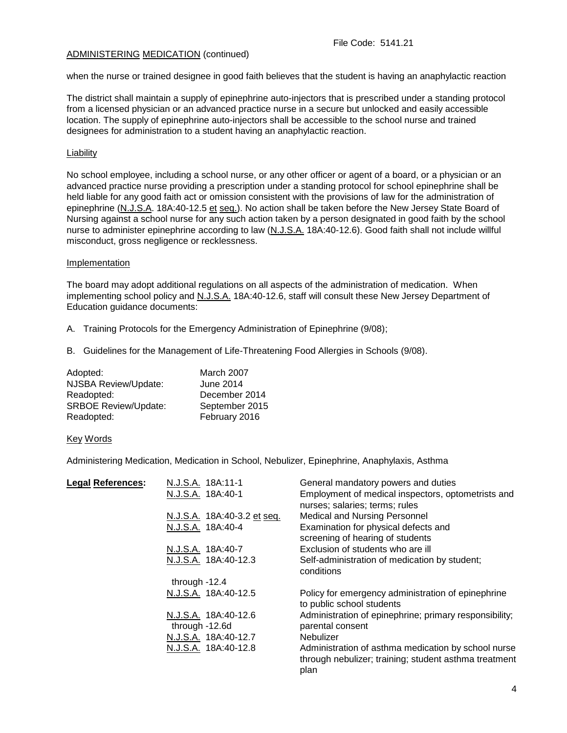ADMINISTERING MEDICATION (continued)

when the nurse or trained designee in good faith believes that the student is having an anaphylactic reaction

The district shall maintain a supply of epinephrine auto-injectors that is prescribed under a standing protocol from a licensed physician or an advanced practice nurse in a secure but unlocked and easily accessible location. The supply of epinephrine auto-injectors shall be accessible to the school nurse and trained designees for administration to a student having an anaphylactic reaction.

## Liability

No school employee, including a school nurse, or any other officer or agent of a board, or a physician or an advanced practice nurse providing a prescription under a standing protocol for school epinephrine shall be held liable for any good faith act or omission consistent with the provisions of law for the administration of epinephrine (N.J.S.A. 18A:40-12.5 et seq.). No action shall be taken before the New Jersey State Board of Nursing against a school nurse for any such action taken by a person designated in good faith by the school nurse to administer epinephrine according to law (N.J.S.A. 18A:40-12.6). Good faith shall not include willful misconduct, gross negligence or recklessness.

## Implementation

The board may adopt additional regulations on all aspects of the administration of medication. When implementing school policy and N.J.S.A. 18A:40-12.6, staff will consult these New Jersey Department of Education guidance documents:

A. Training Protocols for the Emergency Administration of Epinephrine (9/08);

B. Guidelines for the Management of Life-Threatening Food Allergies in Schools (9/08).

| | |
|---|---|
| Adopted: | March 2007 |
| NJSBA Review/Update: | June 2014 |
| Readopted: | December 2014 |
| SRBOE Review/Update: | September 2015 |
| Readopted: | February 2016 |

## Key Words

Administering Medication, Medication in School, Nebulizer, Epinephrine, Anaphylaxis, Asthma

| **Legal References:** | | |
|---|---|---|
| | N.J.S.A. 18A:11-1 | General mandatory powers and duties |
| | N.J.S.A. 18A:40-1 | Employment of medical inspectors, optometrists and nurses; salaries; terms; rules |
| | N.J.S.A. 18A:40-3.2 et seq. | Medical and Nursing Personnel |
| | N.J.S.A. 18A:40-4 | Examination for physical defects and screening of hearing of students |
| | N.J.S.A. 18A:40-7 | Exclusion of students who are ill |
| | N.J.S.A. 18A:40-12.3 through -12.4 | Self-administration of medication by student; conditions |
| | N.J.S.A. 18A:40-12.5 | Policy for emergency administration of epinephrine to public school students |
| | N.J.S.A. 18A:40-12.6 through -12.6d | Administration of epinephrine; primary responsibility; parental consent |
| | N.J.S.A. 18A:40-12.7 | Nebulizer |
| | N.J.S.A. 18A:40-12.8 | Administration of asthma medication by school nurse through nebulizer; training; student asthma treatment plan |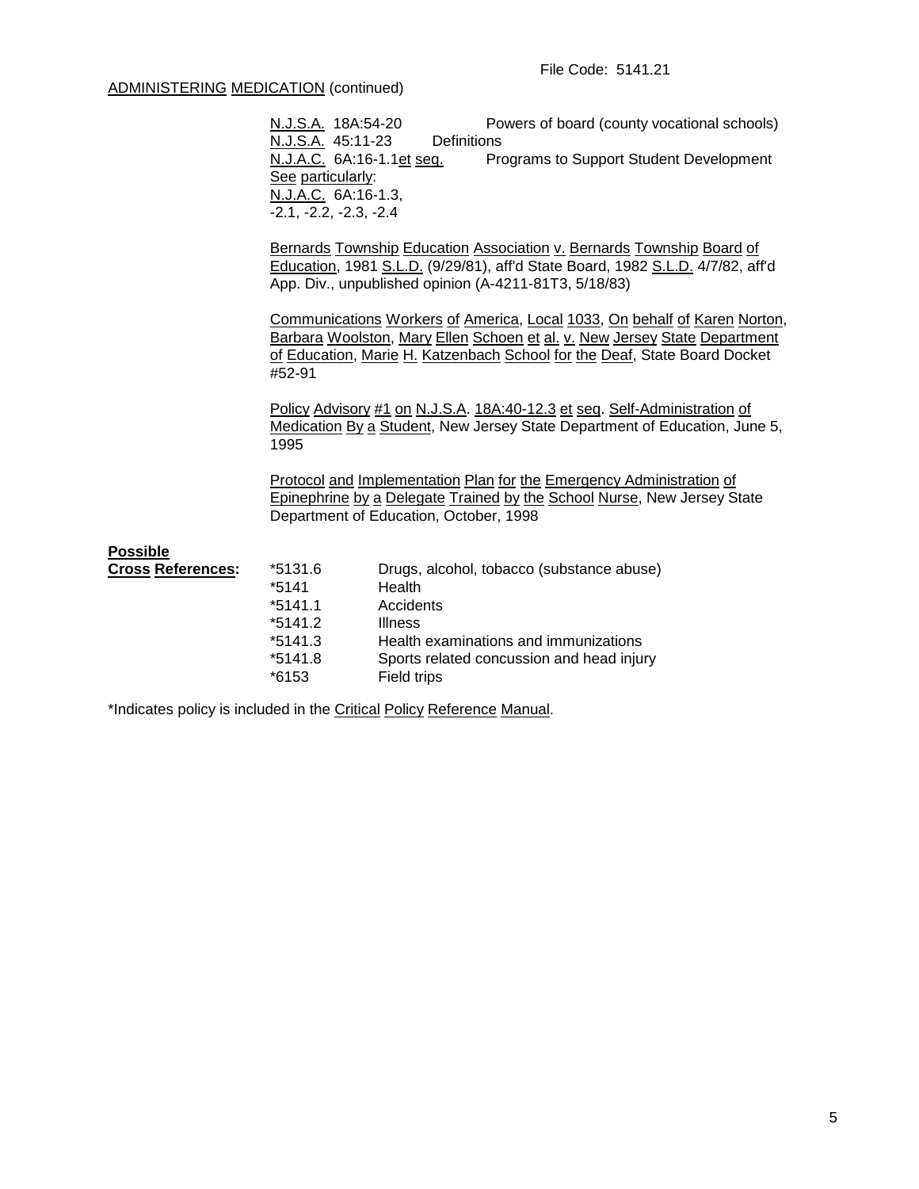File Code: 5141.21

ADMINISTERING MEDICATION (continued)

| | |
|---|---|
| N.J.S.A. 18A:54-20 | Powers of board (county vocational schools) |
| N.J.S.A. 45:11-23 | Definitions |
| N.J.A.C. 6A:16-1.1et seq. | Programs to Support Student Development |
| See particularly: N.J.A.C. 6A:16-1.3, -2.1, -2.2, -2.3, -2.4 | |

Bernards Township Education Association v. Bernards Township Board of Education, 1981 S.L.D. (9/29/81), aff'd State Board, 1982 S.L.D. 4/7/82, aff'd App. Div., unpublished opinion (A-4211-81T3, 5/18/83)

Communications Workers of America, Local 1033, On behalf of Karen Norton, Barbara Woolston, Mary Ellen Schoen et al. v. New Jersey State Department of Education, Marie H. Katzenbach School for the Deaf, State Board Docket #52-91

Policy Advisory #1 on N.J.S.A. 18A:40-12.3 et seq. Self-Administration of Medication By a Student, New Jersey State Department of Education, June 5, 1995

Protocol and Implementation Plan for the Emergency Administration of Epinephrine by a Delegate Trained by the School Nurse, New Jersey State Department of Education, October, 1998

**Possible Cross References:**

| | |
|---|---|
| *5131.6 | Drugs, alcohol, tobacco (substance abuse) |
| *5141 | Health |
| *5141.1 | Accidents |
| *5141.2 | Illness |
| *5141.3 | Health examinations and immunizations |
| *5141.8 | Sports related concussion and head injury |
| *6153 | Field trips |

*Indicates policy is included in the Critical Policy Reference Manual.